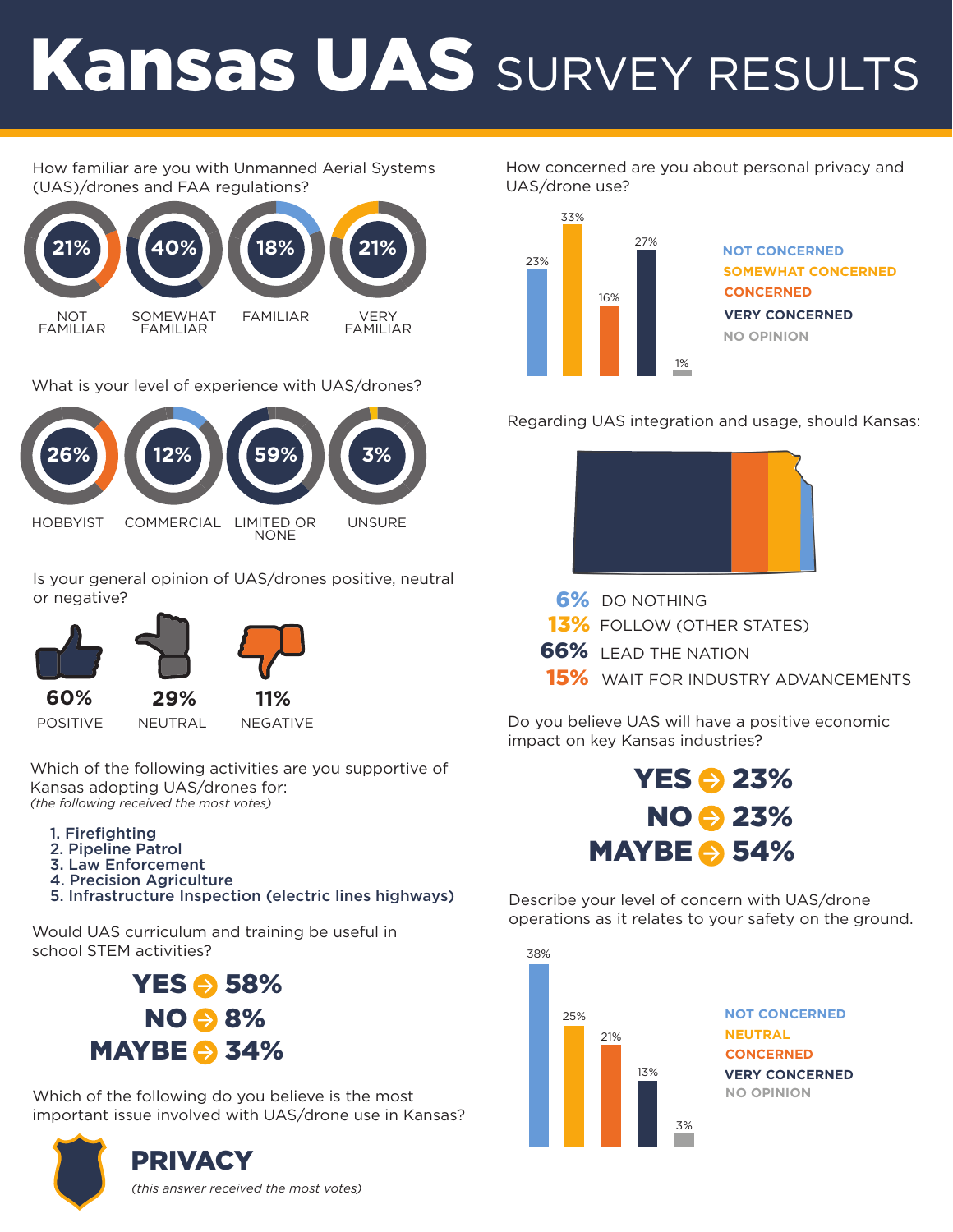# Kansas UAS SURVEY RESULTS

How familiar are you with Unmanned Aerial Systems (UAS)/drones and FAA regulations?

| 21% | 40% | 18% | 21% |
|---|---|---|---|
| NOT FAMILIAR | SOMEWHAT FAMILIAR | FAMILIAR | VERY FAMILIAR |

What is your level of experience with UAS/drones?

| 26% | 12% | 59% | 3% |
|---|---|---|---|
| HOBBYIST | COMMERCIAL | LIMITED OR NONE | UNSURE |

Is your general opinion of UAS/drones positive, neutral or negative?

| 60% | 29% | 11% |
|---|---|---|
| POSITIVE | NEUTRAL | NEGATIVE |

Which of the following activities are you supportive of Kansas adopting UAS/drones for:
*(the following received the most votes)*

1. **Firefighting**
2. **Pipeline Patrol**
3. **Law Enforcement**
4. **Precision Agriculture**
5. **Infrastructure Inspection (electric lines highways)**

Would UAS curriculum and training be useful in school STEM activities?

**YES → 58%**
**NO → 8%**
**MAYBE → 34%**

Which of the following do you believe is the most important issue involved with UAS/drone use in Kansas?

## PRIVACY

*(this answer received the most votes)*

How concerned are you about personal privacy and UAS/drone use?

| Response | Percent |
|---|---|
| NOT CONCERNED | 23% |
| SOMEWHAT CONCERNED | 33% |
| CONCERNED | 16% |
| VERY CONCERNED | 27% |
| NO OPINION | 1% |

Regarding UAS integration and usage, should Kansas:

**6%** DO NOTHING
**13%** FOLLOW (OTHER STATES)
**66%** LEAD THE NATION
**15%** WAIT FOR INDUSTRY ADVANCEMENTS

Do you believe UAS will have a positive economic impact on key Kansas industries?

**YES → 23%**
**NO → 23%**
**MAYBE → 54%**

Describe your level of concern with UAS/drone operations as it relates to your safety on the ground.

| Response | Percent |
|---|---|
| NOT CONCERNED | 38% |
| NEUTRAL | 25% |
| CONCERNED | 21% |
| VERY CONCERNED | 13% |
| NO OPINION | 3% |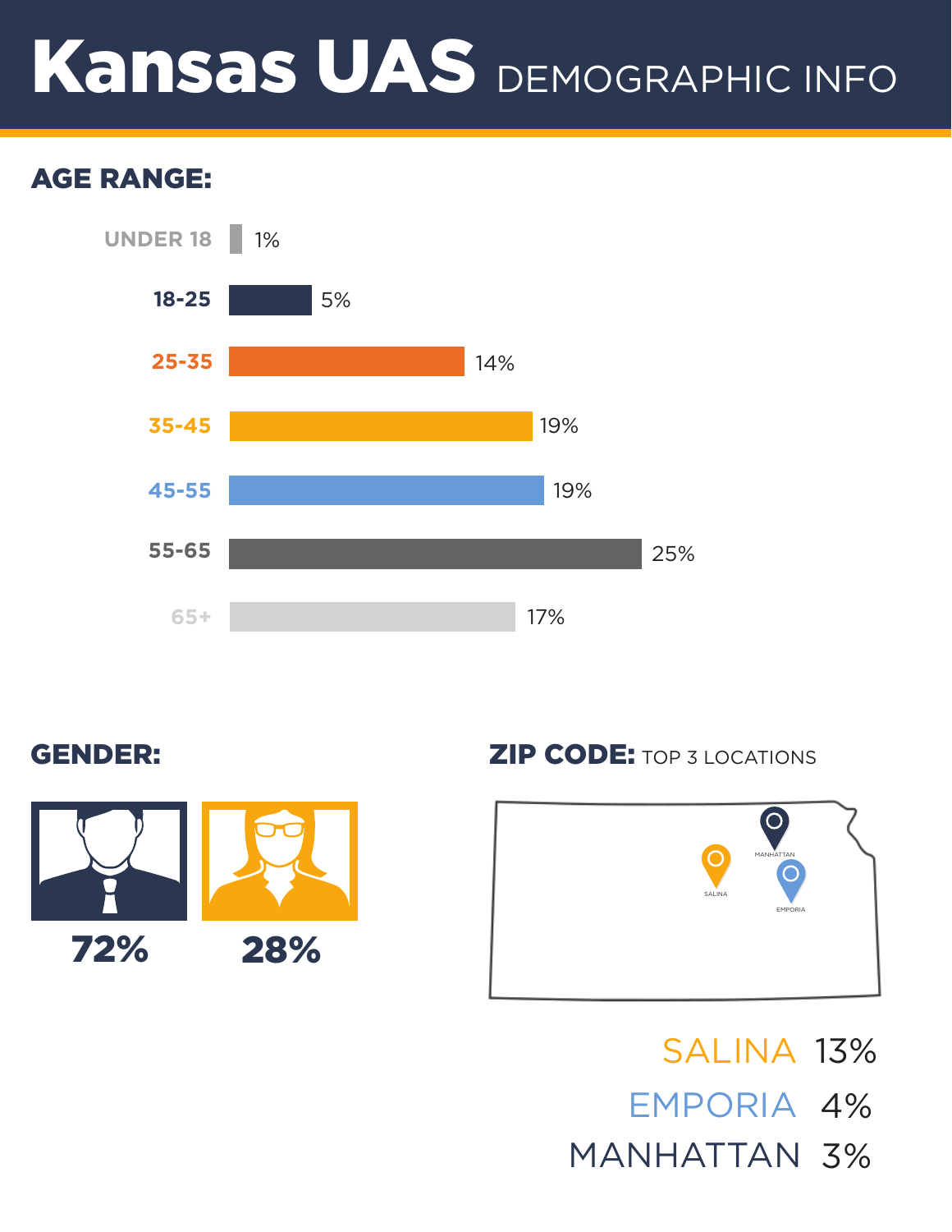# Kansas UAS DEMOGRAPHIC INFO

## AGE RANGE:

UNDER 18 1%

18-25 5%

25-35 14%

35-45 19%

45-55 19%

55-65 25%

65+ 17%

## GENDER:

72%

28%

## ZIP CODE: TOP 3 LOCATIONS

MANHATTAN

SALINA

EMPORIA

SALINA 13%

EMPORIA 4%

MANHATTAN 3%